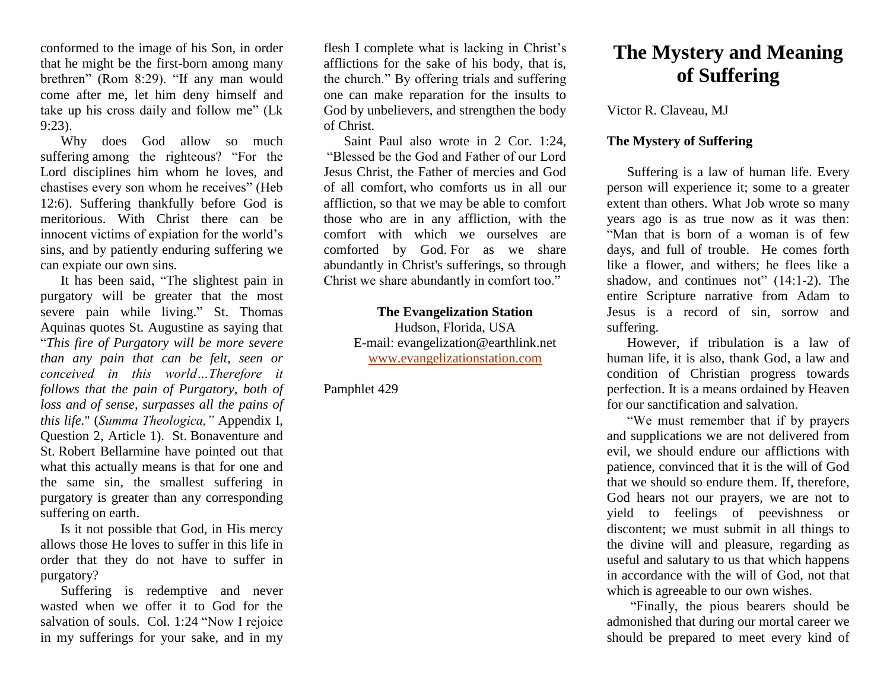conformed to the image of his Son, in order that he might be the first-born among many brethren" (Rom 8:29). "If any man would come after me, let him deny himself and take up his cross daily and follow me" (Lk 9:23).

Why does God allow so much suffering among the righteous? "For the Lord disciplines him whom he loves, and chastises every son whom he receives" (Heb 12:6). Suffering thankfully before God is meritorious. With Christ there can be innocent victims of expiation for the world's sins, and by patiently enduring suffering we can expiate our own sins.

It has been said, "The slightest pain in purgatory will be greater that the most severe pain while living." St. Thomas Aquinas quotes St. Augustine as saying that "*This fire of Purgatory will be more severe than any pain that can be felt, seen or conceived in this world…Therefore it follows that the pain of Purgatory, both of loss and of sense, surpasses all the pains of this life.*" (*Summa Theologica,"* Appendix I, Question 2, Article 1). St. Bonaventure and St. Robert Bellarmine have pointed out that what this actually means is that for one and the same sin, the smallest suffering in purgatory is greater than any corresponding suffering on earth.

Is it not possible that God, in His mercy allows those He loves to suffer in this life in order that they do not have to suffer in purgatory?

Suffering is redemptive and never wasted when we offer it to God for the salvation of souls. Col. 1:24 "Now I rejoice in my sufferings for your sake, and in my flesh I complete what is lacking in Christ's afflictions for the sake of his body, that is, the church." By offering trials and suffering one can make reparation for the insults to God by unbelievers, and strengthen the body of Christ.

Saint Paul also wrote in 2 Cor. 1:24, "Blessed be the God and Father of our Lord Jesus Christ, the Father of mercies and God of all comfort, who comforts us in all our affliction, so that we may be able to comfort those who are in any affliction, with the comfort with which we ourselves are comforted by God. For as we share abundantly in Christ's sufferings, so through Christ we share abundantly in comfort too."

**The Evangelization Station**
Hudson, Florida, USA
E-mail: evangelization@earthlink.net
www.evangelizationstation.com

Pamphlet 429

# The Mystery and Meaning of Suffering

Victor R. Claveau, MJ

### The Mystery of Suffering

Suffering is a law of human life. Every person will experience it; some to a greater extent than others. What Job wrote so many years ago is as true now as it was then: "Man that is born of a woman is of few days, and full of trouble. He comes forth like a flower, and withers; he flees like a shadow, and continues not" (14:1-2). The entire Scripture narrative from Adam to Jesus is a record of sin, sorrow and suffering.

However, if tribulation is a law of human life, it is also, thank God, a law and condition of Christian progress towards perfection. It is a means ordained by Heaven for our sanctification and salvation.

"We must remember that if by prayers and supplications we are not delivered from evil, we should endure our afflictions with patience, convinced that it is the will of God that we should so endure them. If, therefore, God hears not our prayers, we are not to yield to feelings of peevishness or discontent; we must submit in all things to the divine will and pleasure, regarding as useful and salutary to us that which happens in accordance with the will of God, not that which is agreeable to our own wishes.

"Finally, the pious bearers should be admonished that during our mortal career we should be prepared to meet every kind of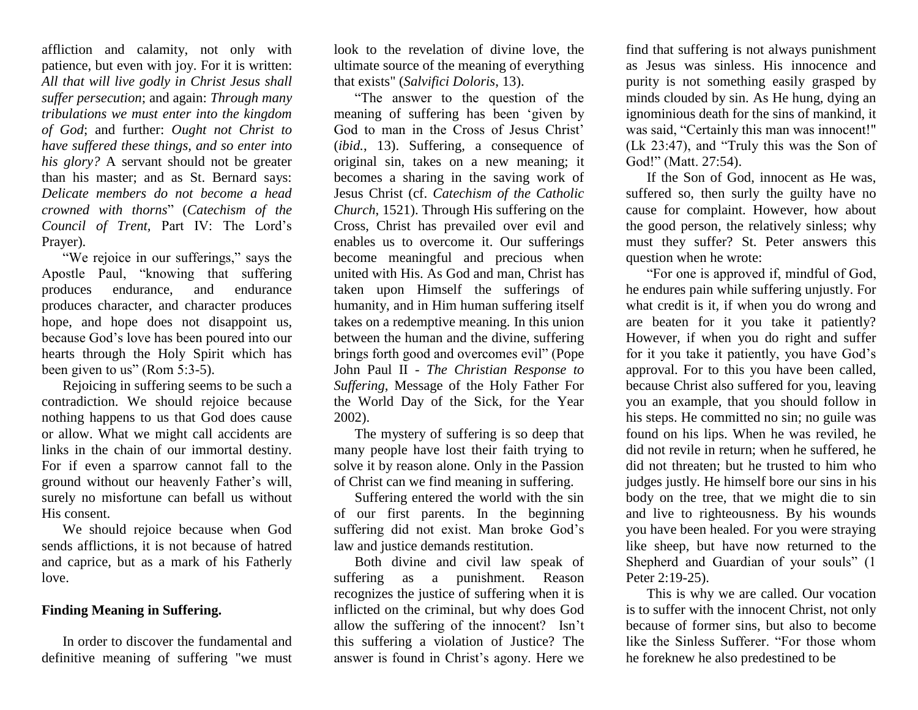affliction and calamity, not only with patience, but even with joy. For it is written: *All that will live godly in Christ Jesus shall suffer persecution*; and again: *Through many tribulations we must enter into the kingdom of God*; and further: *Ought not Christ to have suffered these things, and so enter into his glory?* A servant should not be greater than his master; and as St. Bernard says: *Delicate members do not become a head crowned with thorns*" (*Catechism of the Council of Trent,* Part IV: The Lord's Prayer).

"We rejoice in our sufferings," says the Apostle Paul, "knowing that suffering produces endurance, and endurance produces character, and character produces hope, and hope does not disappoint us, because God's love has been poured into our hearts through the Holy Spirit which has been given to us" (Rom 5:3-5).

Rejoicing in suffering seems to be such a contradiction. We should rejoice because nothing happens to us that God does cause or allow. What we might call accidents are links in the chain of our immortal destiny. For if even a sparrow cannot fall to the ground without our heavenly Father's will, surely no misfortune can befall us without His consent.

We should rejoice because when God sends afflictions, it is not because of hatred and caprice, but as a mark of his Fatherly love.

**Finding Meaning in Suffering.**

In order to discover the fundamental and definitive meaning of suffering "we must look to the revelation of divine love, the ultimate source of the meaning of everything that exists" (*Salvifici Doloris*, 13).

"The answer to the question of the meaning of suffering has been 'given by God to man in the Cross of Jesus Christ' (*ibid.*, 13). Suffering, a consequence of original sin, takes on a new meaning; it becomes a sharing in the saving work of Jesus Christ (cf. *Catechism of the Catholic Church*, 1521). Through His suffering on the Cross, Christ has prevailed over evil and enables us to overcome it. Our sufferings become meaningful and precious when united with His. As God and man, Christ has taken upon Himself the sufferings of humanity, and in Him human suffering itself takes on a redemptive meaning. In this union between the human and the divine, suffering brings forth good and overcomes evil" (Pope John Paul II - *The Christian Response to Suffering*, Message of the Holy Father For the World Day of the Sick, for the Year 2002).

The mystery of suffering is so deep that many people have lost their faith trying to solve it by reason alone. Only in the Passion of Christ can we find meaning in suffering.

Suffering entered the world with the sin of our first parents. In the beginning suffering did not exist. Man broke God's law and justice demands restitution.

Both divine and civil law speak of suffering as a punishment. Reason recognizes the justice of suffering when it is inflicted on the criminal, but why does God allow the suffering of the innocent? Isn't this suffering a violation of Justice? The answer is found in Christ's agony. Here we find that suffering is not always punishment as Jesus was sinless. His innocence and purity is not something easily grasped by minds clouded by sin. As He hung, dying an ignominious death for the sins of mankind, it was said, "Certainly this man was innocent!" (Lk 23:47), and "Truly this was the Son of God!" (Matt. 27:54).

If the Son of God, innocent as He was, suffered so, then surly the guilty have no cause for complaint. However, how about the good person, the relatively sinless; why must they suffer? St. Peter answers this question when he wrote:

"For one is approved if, mindful of God, he endures pain while suffering unjustly. For what credit is it, if when you do wrong and are beaten for it you take it patiently? However, if when you do right and suffer for it you take it patiently, you have God's approval. For to this you have been called, because Christ also suffered for you, leaving you an example, that you should follow in his steps. He committed no sin; no guile was found on his lips. When he was reviled, he did not revile in return; when he suffered, he did not threaten; but he trusted to him who judges justly. He himself bore our sins in his body on the tree, that we might die to sin and live to righteousness. By his wounds you have been healed. For you were straying like sheep, but have now returned to the Shepherd and Guardian of your souls" (1 Peter 2:19-25).

This is why we are called. Our vocation is to suffer with the innocent Christ, not only because of former sins, but also to become like the Sinless Sufferer. "For those whom he foreknew he also predestined to be